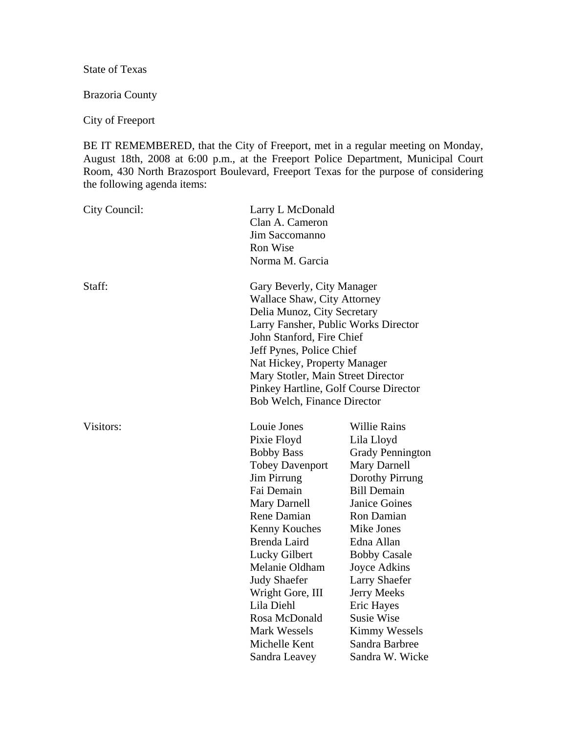State of Texas

Brazoria County

City of Freeport

BE IT REMEMBERED, that the City of Freeport, met in a regular meeting on Monday, August 18th, 2008 at 6:00 p.m., at the Freeport Police Department, Municipal Court Room, 430 North Brazosport Boulevard, Freeport Texas for the purpose of considering the following agenda items:

City Council:

Larry L McDonald
Clan A. Cameron
Jim Saccomanno
Ron Wise
Norma M. Garcia

Staff:

Gary Beverly, City Manager
Wallace Shaw, City Attorney
Delia Munoz, City Secretary
Larry Fansher, Public Works Director
John Stanford, Fire Chief
Jeff Pynes, Police Chief
Nat Hickey, Property Manager
Mary Stotler, Main Street Director
Pinkey Hartline, Golf Course Director
Bob Welch, Finance Director

Visitors:

| | |
|---|---|
| Louie Jones | Willie Rains |
| Pixie Floyd | Lila Lloyd |
| Bobby Bass | Grady Pennington |
| Tobey Davenport | Mary Darnell |
| Jim Pirrung | Dorothy Pirrung |
| Fai Demain | Bill Demain |
| Mary Darnell | Janice Goines |
| Rene Damian | Ron Damian |
| Kenny Kouches | Mike Jones |
| Brenda Laird | Edna Allan |
| Lucky Gilbert | Bobby Casale |
| Melanie Oldham | Joyce Adkins |
| Judy Shaefer | Larry Shaefer |
| Wright Gore, III | Jerry Meeks |
| Lila Diehl | Eric Hayes |
| Rosa McDonald | Susie Wise |
| Mark Wessels | Kimmy Wessels |
| Michelle Kent | Sandra Barbree |
| Sandra Leavey | Sandra W. Wicke |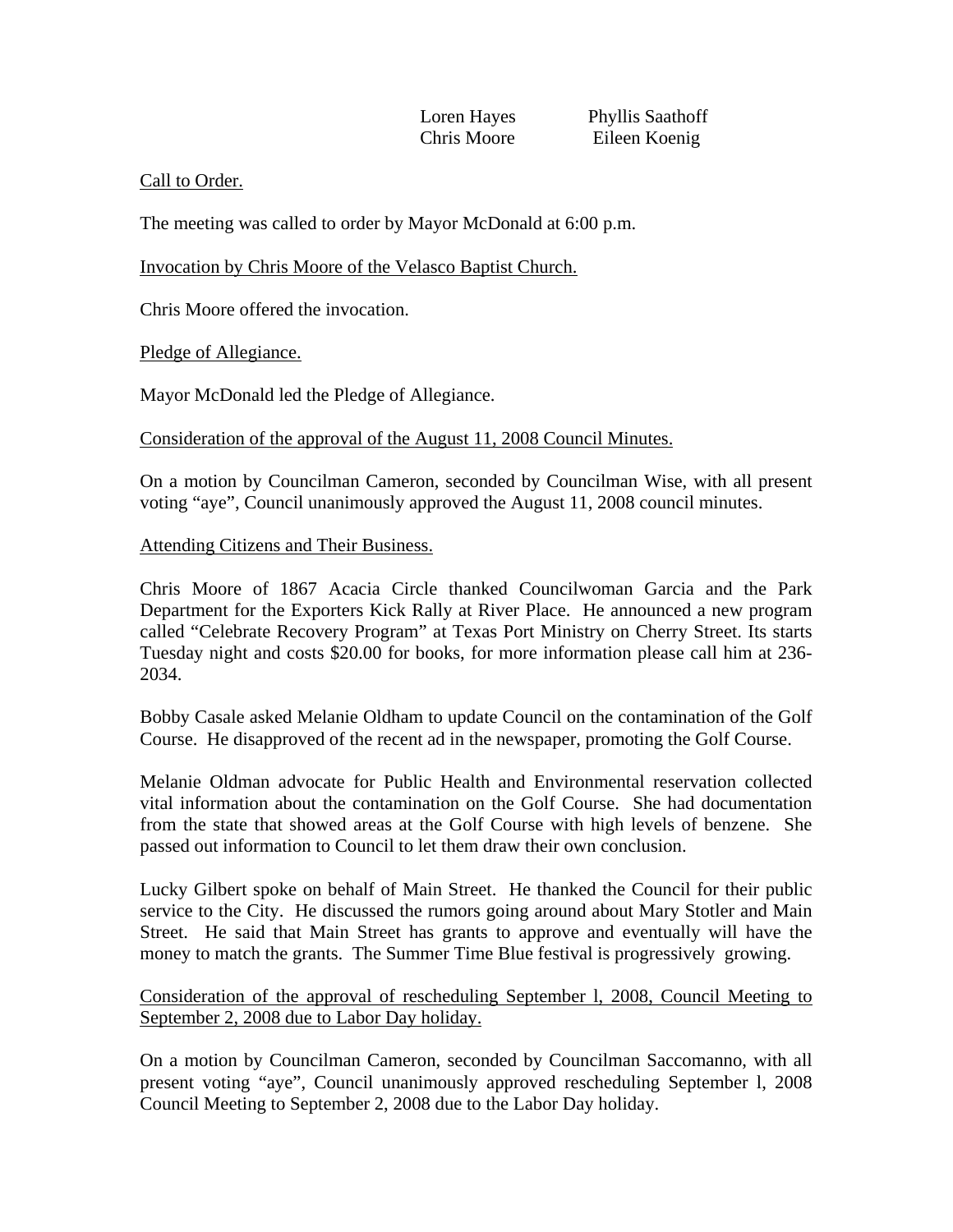Loren Hayes | Phyllis Saathoff
Chris Moore | Eileen Koenig

Call to Order.

The meeting was called to order by Mayor McDonald at 6:00 p.m.

Invocation by Chris Moore of the Velasco Baptist Church.

Chris Moore offered the invocation.

Pledge of Allegiance.

Mayor McDonald led the Pledge of Allegiance.

Consideration of the approval of the August 11, 2008 Council Minutes.

On a motion by Councilman Cameron, seconded by Councilman Wise, with all present voting "aye", Council unanimously approved the August 11, 2008 council minutes.

Attending Citizens and Their Business.

Chris Moore of 1867 Acacia Circle thanked Councilwoman Garcia and the Park Department for the Exporters Kick Rally at River Place. He announced a new program called "Celebrate Recovery Program" at Texas Port Ministry on Cherry Street. Its starts Tuesday night and costs $20.00 for books, for more information please call him at 236-2034.

Bobby Casale asked Melanie Oldham to update Council on the contamination of the Golf Course. He disapproved of the recent ad in the newspaper, promoting the Golf Course.

Melanie Oldman advocate for Public Health and Environmental reservation collected vital information about the contamination on the Golf Course. She had documentation from the state that showed areas at the Golf Course with high levels of benzene. She passed out information to Council to let them draw their own conclusion.

Lucky Gilbert spoke on behalf of Main Street. He thanked the Council for their public service to the City. He discussed the rumors going around about Mary Stotler and Main Street. He said that Main Street has grants to approve and eventually will have the money to match the grants. The Summer Time Blue festival is progressively growing.

Consideration of the approval of rescheduling September l, 2008, Council Meeting to September 2, 2008 due to Labor Day holiday.

On a motion by Councilman Cameron, seconded by Councilman Saccomanno, with all present voting "aye", Council unanimously approved rescheduling September l, 2008 Council Meeting to September 2, 2008 due to the Labor Day holiday.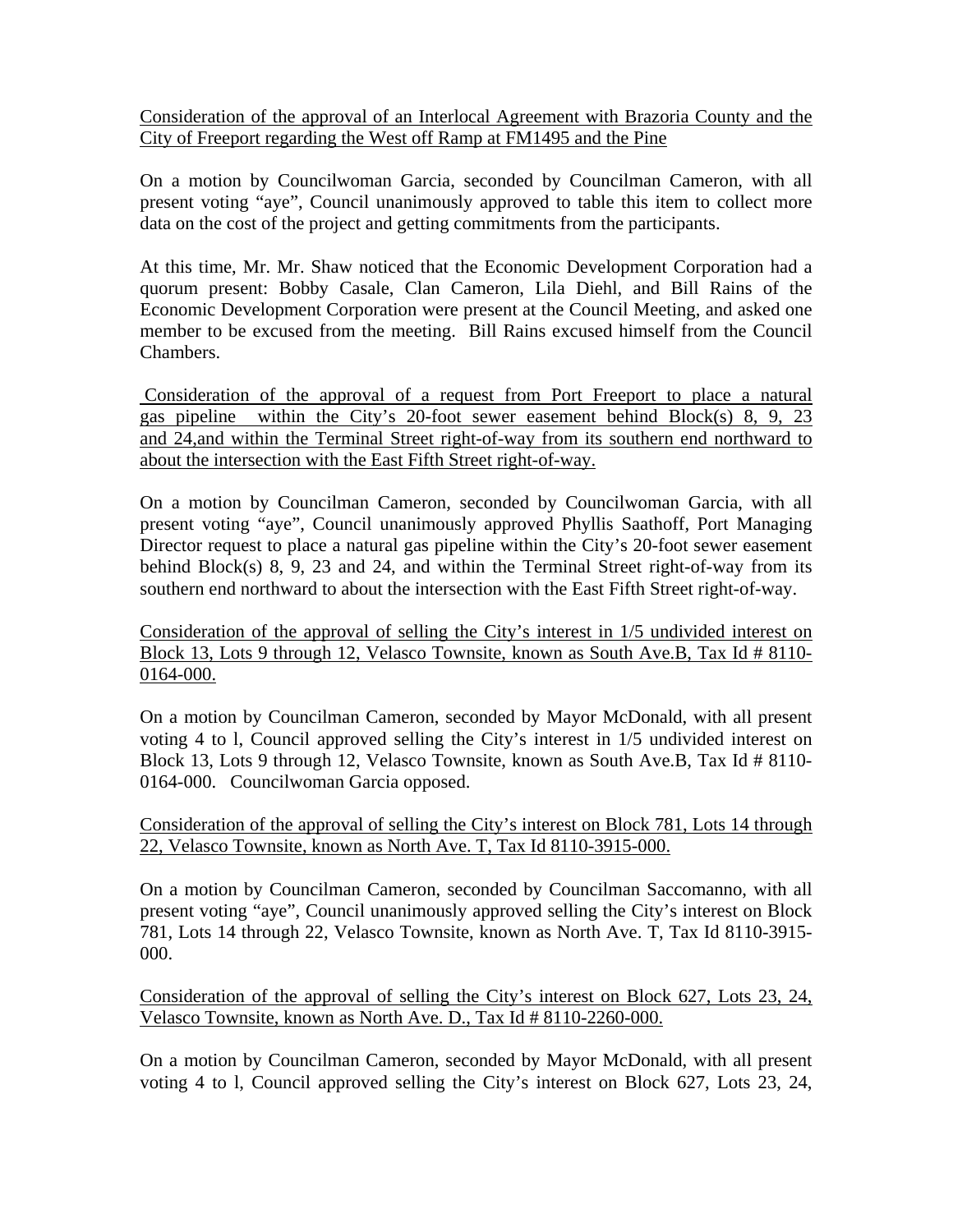<u>Consideration of the approval of an Interlocal Agreement with Brazoria County and the City of Freeport regarding the West off Ramp at FM1495 and the Pine</u>

On a motion by Councilwoman Garcia, seconded by Councilman Cameron, with all present voting "aye", Council unanimously approved to table this item to collect more data on the cost of the project and getting commitments from the participants.

At this time, Mr. Mr. Shaw noticed that the Economic Development Corporation had a quorum present: Bobby Casale, Clan Cameron, Lila Diehl, and Bill Rains of the Economic Development Corporation were present at the Council Meeting, and asked one member to be excused from the meeting. Bill Rains excused himself from the Council Chambers.

<u>Consideration of the approval of a request from Port Freeport to place a natural gas pipeline within the City's 20-foot sewer easement behind Block(s) 8, 9, 23 and 24,and within the Terminal Street right-of-way from its southern end northward to about the intersection with the East Fifth Street right-of-way.</u>

On a motion by Councilman Cameron, seconded by Councilwoman Garcia, with all present voting "aye", Council unanimously approved Phyllis Saathoff, Port Managing Director request to place a natural gas pipeline within the City's 20-foot sewer easement behind Block(s) 8, 9, 23 and 24, and within the Terminal Street right-of-way from its southern end northward to about the intersection with the East Fifth Street right-of-way.

<u>Consideration of the approval of selling the City's interest in 1/5 undivided interest on Block 13, Lots 9 through 12, Velasco Townsite, known as South Ave.B, Tax Id # 8110-0164-000.</u>

On a motion by Councilman Cameron, seconded by Mayor McDonald, with all present voting 4 to l, Council approved selling the City's interest in 1/5 undivided interest on Block 13, Lots 9 through 12, Velasco Townsite, known as South Ave.B, Tax Id # 8110-0164-000. Councilwoman Garcia opposed.

<u>Consideration of the approval of selling the City's interest on Block 781, Lots 14 through 22, Velasco Townsite, known as North Ave. T, Tax Id 8110-3915-000.</u>

On a motion by Councilman Cameron, seconded by Councilman Saccomanno, with all present voting "aye", Council unanimously approved selling the City's interest on Block 781, Lots 14 through 22, Velasco Townsite, known as North Ave. T, Tax Id 8110-3915-000.

<u>Consideration of the approval of selling the City's interest on Block 627, Lots 23, 24, Velasco Townsite, known as North Ave. D., Tax Id # 8110-2260-000.</u>

On a motion by Councilman Cameron, seconded by Mayor McDonald, with all present voting 4 to l, Council approved selling the City's interest on Block 627, Lots 23, 24,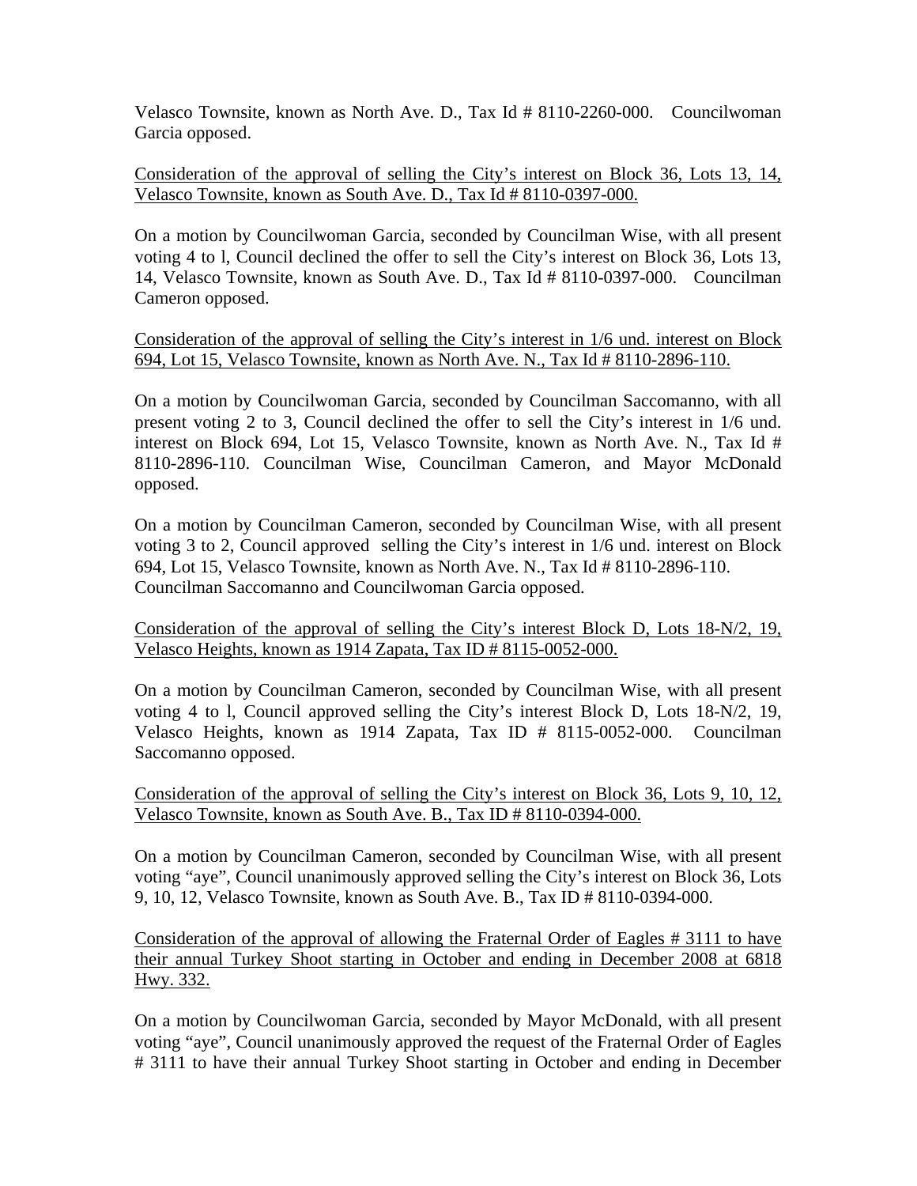Velasco Townsite, known as North Ave. D., Tax Id # 8110-2260-000. Councilwoman Garcia opposed.

<u>Consideration of the approval of selling the City's interest on Block 36, Lots 13, 14, Velasco Townsite, known as South Ave. D., Tax Id # 8110-0397-000.</u>

On a motion by Councilwoman Garcia, seconded by Councilman Wise, with all present voting 4 to l, Council declined the offer to sell the City's interest on Block 36, Lots 13, 14, Velasco Townsite, known as South Ave. D., Tax Id # 8110-0397-000. Councilman Cameron opposed.

<u>Consideration of the approval of selling the City's interest in 1/6 und. interest on Block 694, Lot 15, Velasco Townsite, known as North Ave. N., Tax Id # 8110-2896-110.</u>

On a motion by Councilwoman Garcia, seconded by Councilman Saccomanno, with all present voting 2 to 3, Council declined the offer to sell the City's interest in 1/6 und. interest on Block 694, Lot 15, Velasco Townsite, known as North Ave. N., Tax Id # 8110-2896-110. Councilman Wise, Councilman Cameron, and Mayor McDonald opposed.

On a motion by Councilman Cameron, seconded by Councilman Wise, with all present voting 3 to 2, Council approved selling the City's interest in 1/6 und. interest on Block 694, Lot 15, Velasco Townsite, known as North Ave. N., Tax Id # 8110-2896-110. Councilman Saccomanno and Councilwoman Garcia opposed.

<u>Consideration of the approval of selling the City's interest Block D, Lots 18-N/2, 19, Velasco Heights, known as 1914 Zapata, Tax ID # 8115-0052-000.</u>

On a motion by Councilman Cameron, seconded by Councilman Wise, with all present voting 4 to l, Council approved selling the City's interest Block D, Lots 18-N/2, 19, Velasco Heights, known as 1914 Zapata, Tax ID # 8115-0052-000. Councilman Saccomanno opposed.

<u>Consideration of the approval of selling the City's interest on Block 36, Lots 9, 10, 12, Velasco Townsite, known as South Ave. B., Tax ID # 8110-0394-000.</u>

On a motion by Councilman Cameron, seconded by Councilman Wise, with all present voting "aye", Council unanimously approved selling the City's interest on Block 36, Lots 9, 10, 12, Velasco Townsite, known as South Ave. B., Tax ID # 8110-0394-000.

<u>Consideration of the approval of allowing the Fraternal Order of Eagles # 3111 to have their annual Turkey Shoot starting in October and ending in December 2008 at 6818 Hwy. 332.</u>

On a motion by Councilwoman Garcia, seconded by Mayor McDonald, with all present voting "aye", Council unanimously approved the request of the Fraternal Order of Eagles # 3111 to have their annual Turkey Shoot starting in October and ending in December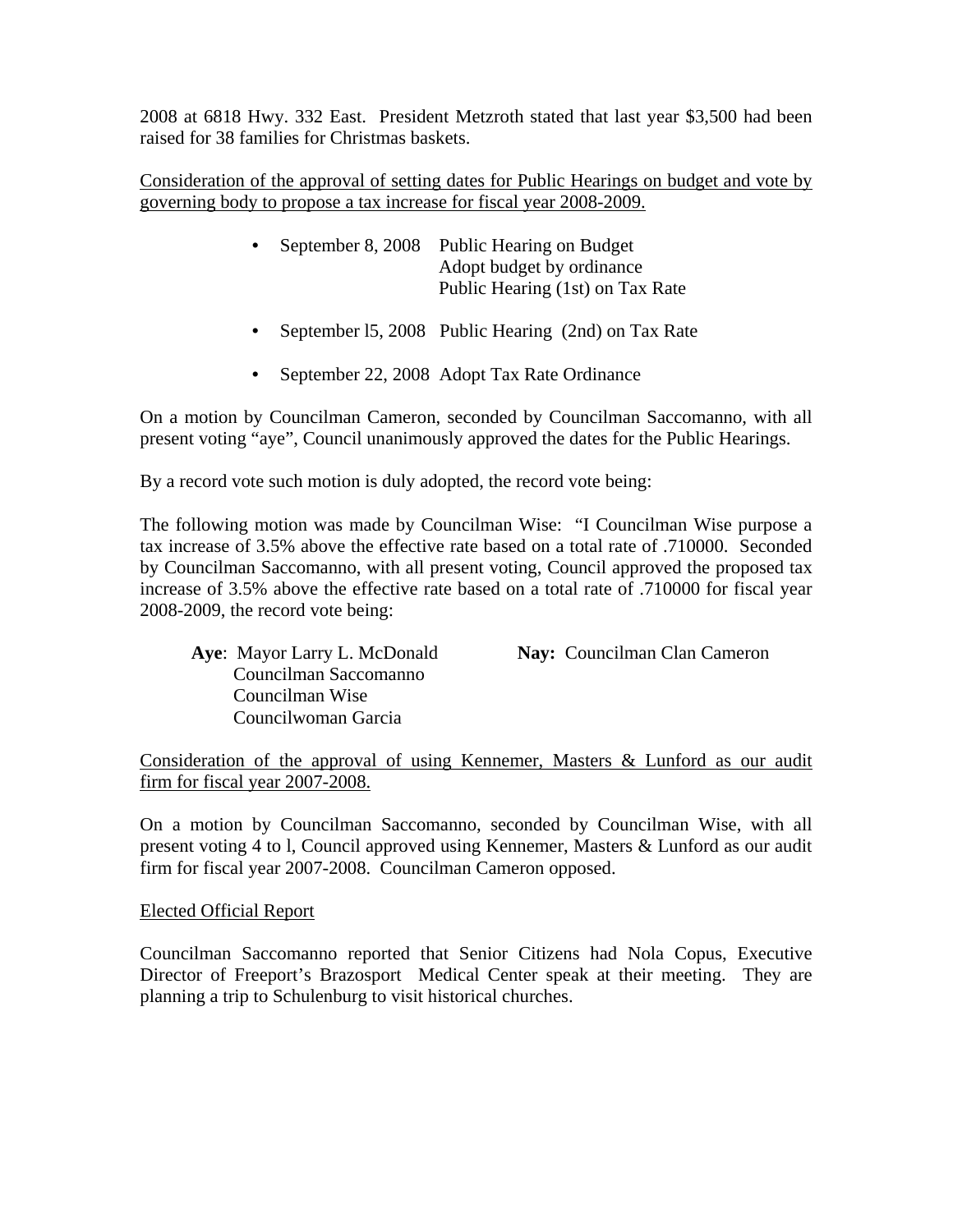2008 at 6818 Hwy. 332 East. President Metzroth stated that last year $3,500 had been raised for 38 families for Christmas baskets.

<u>Consideration of the approval of setting dates for Public Hearings on budget and vote by governing body to propose a tax increase for fiscal year 2008-2009.</u>

- September 8, 2008 Public Hearing on Budget
  Adopt budget by ordinance
  Public Hearing (1st) on Tax Rate

- September l5, 2008 Public Hearing (2nd) on Tax Rate

- September 22, 2008 Adopt Tax Rate Ordinance

On a motion by Councilman Cameron, seconded by Councilman Saccomanno, with all present voting "aye", Council unanimously approved the dates for the Public Hearings.

By a record vote such motion is duly adopted, the record vote being:

The following motion was made by Councilman Wise: "I Councilman Wise purpose a tax increase of 3.5% above the effective rate based on a total rate of .710000. Seconded by Councilman Saccomanno, with all present voting, Council approved the proposed tax increase of 3.5% above the effective rate based on a total rate of .710000 for fiscal year 2008-2009, the record vote being:

**Aye**: Mayor Larry L. McDonald
Councilman Saccomanno
Councilman Wise
Councilwoman Garcia

**Nay:** Councilman Clan Cameron

<u>Consideration of the approval of using Kennemer, Masters & Lunford as our audit firm for fiscal year 2007-2008.</u>

On a motion by Councilman Saccomanno, seconded by Councilman Wise, with all present voting 4 to l, Council approved using Kennemer, Masters & Lunford as our audit firm for fiscal year 2007-2008. Councilman Cameron opposed.

<u>Elected Official Report</u>

Councilman Saccomanno reported that Senior Citizens had Nola Copus, Executive Director of Freeport's Brazosport Medical Center speak at their meeting. They are planning a trip to Schulenburg to visit historical churches.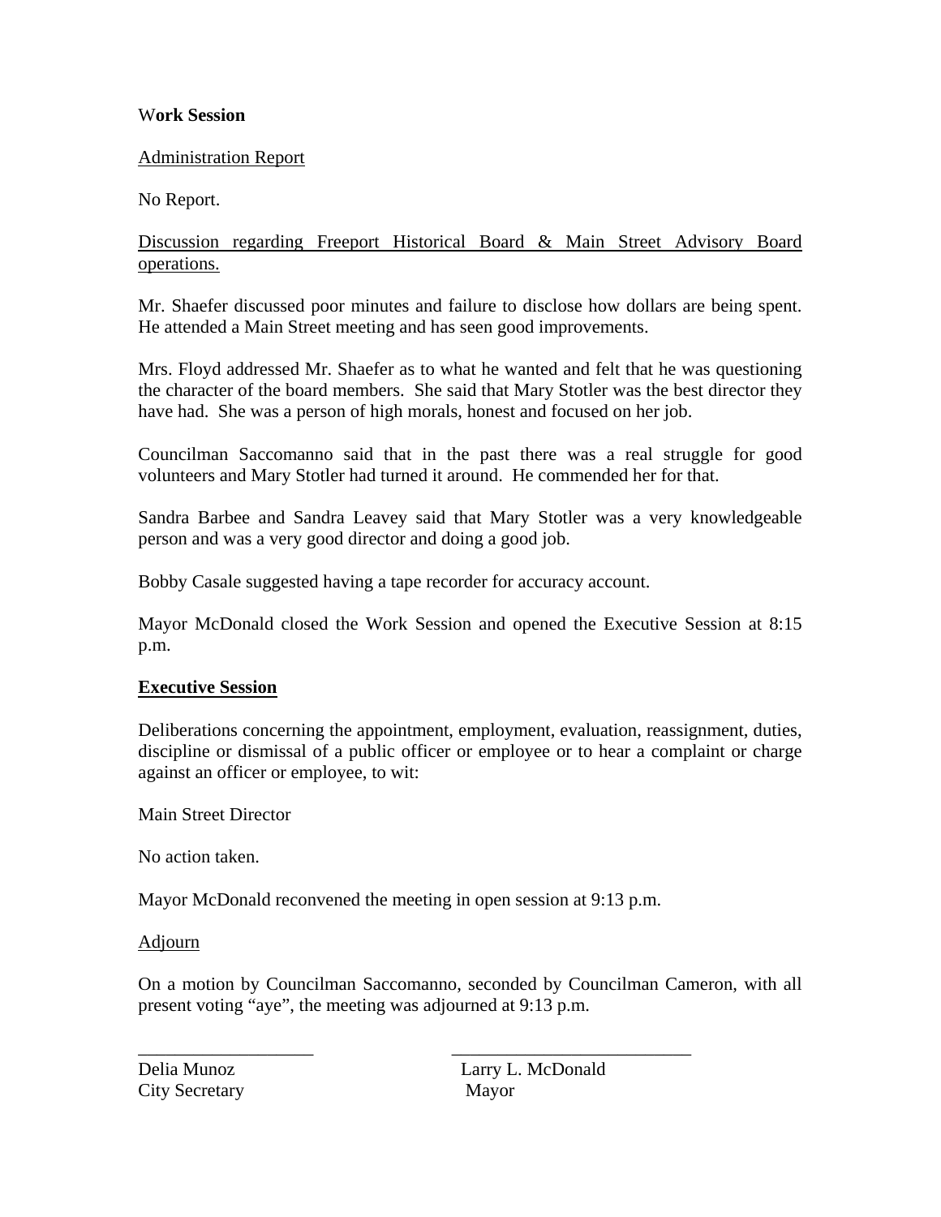**Work Session**

Administration Report

No Report.

Discussion regarding Freeport Historical Board & Main Street Advisory Board operations.

Mr. Shaefer discussed poor minutes and failure to disclose how dollars are being spent. He attended a Main Street meeting and has seen good improvements.

Mrs. Floyd addressed Mr. Shaefer as to what he wanted and felt that he was questioning the character of the board members. She said that Mary Stotler was the best director they have had. She was a person of high morals, honest and focused on her job.

Councilman Saccomanno said that in the past there was a real struggle for good volunteers and Mary Stotler had turned it around. He commended her for that.

Sandra Barbee and Sandra Leavey said that Mary Stotler was a very knowledgeable person and was a very good director and doing a good job.

Bobby Casale suggested having a tape recorder for accuracy account.

Mayor McDonald closed the Work Session and opened the Executive Session at 8:15 p.m.

**Executive Session**

Deliberations concerning the appointment, employment, evaluation, reassignment, duties, discipline or dismissal of a public officer or employee or to hear a complaint or charge against an officer or employee, to wit:

Main Street Director

No action taken.

Mayor McDonald reconvened the meeting in open session at 9:13 p.m.

Adjourn

On a motion by Councilman Saccomanno, seconded by Councilman Cameron, with all present voting "aye", the meeting was adjourned at 9:13 p.m.

| | |
|---|---|
| ____________________ | ___________________________ |
| Delia Munoz | Larry L. McDonald |
| City Secretary | Mayor |